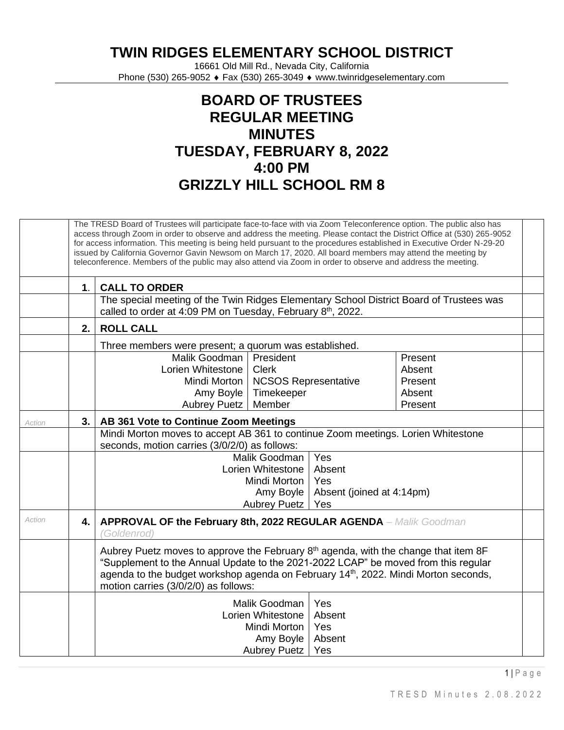# TWIN RIDGES ELEMENTARY SCHOOL DISTRICT

16661 Old Mill Rd., Nevada City, California
Phone (530) 265-9052 ♦ Fax (530) 265-3049 ♦ www.twinridgeselementary.com

# BOARD OF TRUSTEES
# REGULAR MEETING
# MINUTES
# TUESDAY, FEBRUARY 8, 2022
# 4:00 PM
# GRIZZLY HILL SCHOOL RM 8

The TRESD Board of Trustees will participate face-to-face with via Zoom Teleconference option. The public also has access through Zoom in order to observe and address the meeting. Please contact the District Office at (530) 265-9052 for access information. This meeting is being held pursuant to the procedures established in Executive Order N-29-20 issued by California Governor Gavin Newsom on March 17, 2020. All board members may attend the meeting by teleconference. Members of the public may also attend via Zoom in order to observe and address the meeting.

**1. CALL TO ORDER**

The special meeting of the Twin Ridges Elementary School District Board of Trustees was called to order at 4:09 PM on Tuesday, February 8th, 2022.

**2. ROLL CALL**

Three members were present; a quorum was established.

| Name | Role | Status |
|---|---|---|
| Malik Goodman | President | Present |
| Lorien Whitestone | Clerk | Absent |
| Mindi Morton | NCSOS Representative | Present |
| Amy Boyle | Timekeeper | Absent |
| Aubrey Puetz | Member | Present |

*Action* **3. AB 361 Vote to Continue Zoom Meetings**

Mindi Morton moves to accept AB 361 to continue Zoom meetings. Lorien Whitestone seconds, motion carries (3/0/2/0) as follows:

| Name | Vote |
|---|---|
| Malik Goodman | Yes |
| Lorien Whitestone | Absent |
| Mindi Morton | Yes |
| Amy Boyle | Absent (joined at 4:14pm) |
| Aubrey Puetz | Yes |

*Action* **4. APPROVAL OF the February 8th, 2022 REGULAR AGENDA** *– Malik Goodman (Goldenrod)*

Aubrey Puetz moves to approve the February 8th agenda, with the change that item 8F "Supplement to the Annual Update to the 2021-2022 LCAP" be moved from this regular agenda to the budget workshop agenda on February 14th, 2022. Mindi Morton seconds, motion carries (3/0/2/0) as follows:

| Name | Vote |
|---|---|
| Malik Goodman | Yes |
| Lorien Whitestone | Absent |
| Mindi Morton | Yes |
| Amy Boyle | Absent |
| Aubrey Puetz | Yes |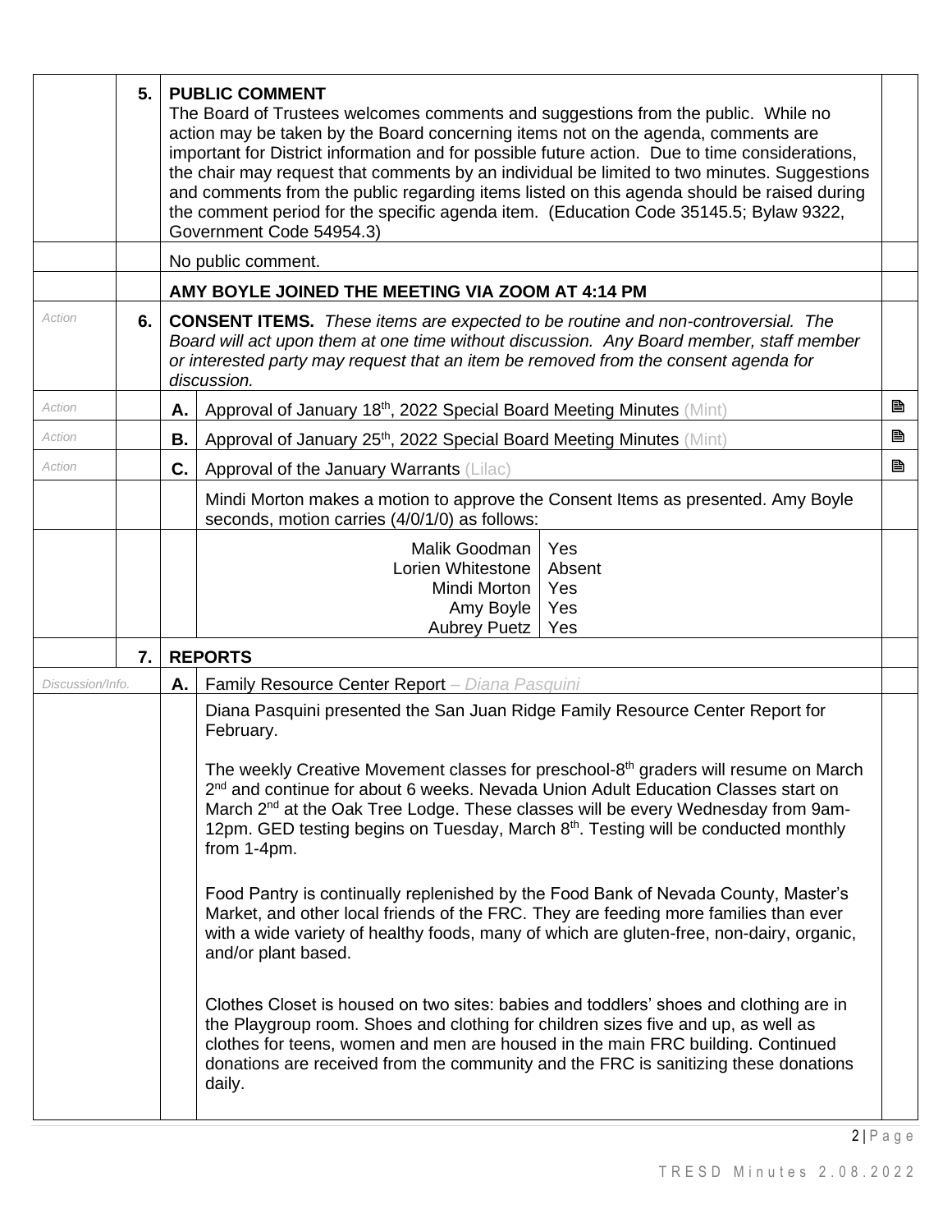**5. PUBLIC COMMENT**

The Board of Trustees welcomes comments and suggestions from the public. While no action may be taken by the Board concerning items not on the agenda, comments are important for District information and for possible future action. Due to time considerations, the chair may request that comments by an individual be limited to two minutes. Suggestions and comments from the public regarding items listed on this agenda should be raised during the comment period for the specific agenda item. (Education Code 35145.5; Bylaw 9322, Government Code 54954.3)

No public comment.

**AMY BOYLE JOINED THE MEETING VIA ZOOM AT 4:14 PM**

*Action* **6. CONSENT ITEMS.** *These items are expected to be routine and non-controversial. The Board will act upon them at one time without discussion. Any Board member, staff member or interested party may request that an item be removed from the consent agenda for discussion.*

*Action* **A.** Approval of January 18th, 2022 Special Board Meeting Minutes (Mint)

*Action* **B.** Approval of January 25th, 2022 Special Board Meeting Minutes (Mint)

*Action* **C.** Approval of the January Warrants (Lilac)

Mindi Morton makes a motion to approve the Consent Items as presented. Amy Boyle seconds, motion carries (4/0/1/0) as follows:

| | |
|---|---|
| Malik Goodman | Yes |
| Lorien Whitestone | Absent |
| Mindi Morton | Yes |
| Amy Boyle | Yes |
| Aubrey Puetz | Yes |

**7. REPORTS**

*Discussion/Info.* **A.** Family Resource Center Report – *Diana Pasquini*

Diana Pasquini presented the San Juan Ridge Family Resource Center Report for February.

The weekly Creative Movement classes for preschool-8th graders will resume on March 2nd and continue for about 6 weeks. Nevada Union Adult Education Classes start on March 2nd at the Oak Tree Lodge. These classes will be every Wednesday from 9am-12pm. GED testing begins on Tuesday, March 8th. Testing will be conducted monthly from 1-4pm.

Food Pantry is continually replenished by the Food Bank of Nevada County, Master's Market, and other local friends of the FRC. They are feeding more families than ever with a wide variety of healthy foods, many of which are gluten-free, non-dairy, organic, and/or plant based.

Clothes Closet is housed on two sites: babies and toddlers' shoes and clothing are in the Playgroup room. Shoes and clothing for children sizes five and up, as well as clothes for teens, women and men are housed in the main FRC building. Continued donations are received from the community and the FRC is sanitizing these donations daily.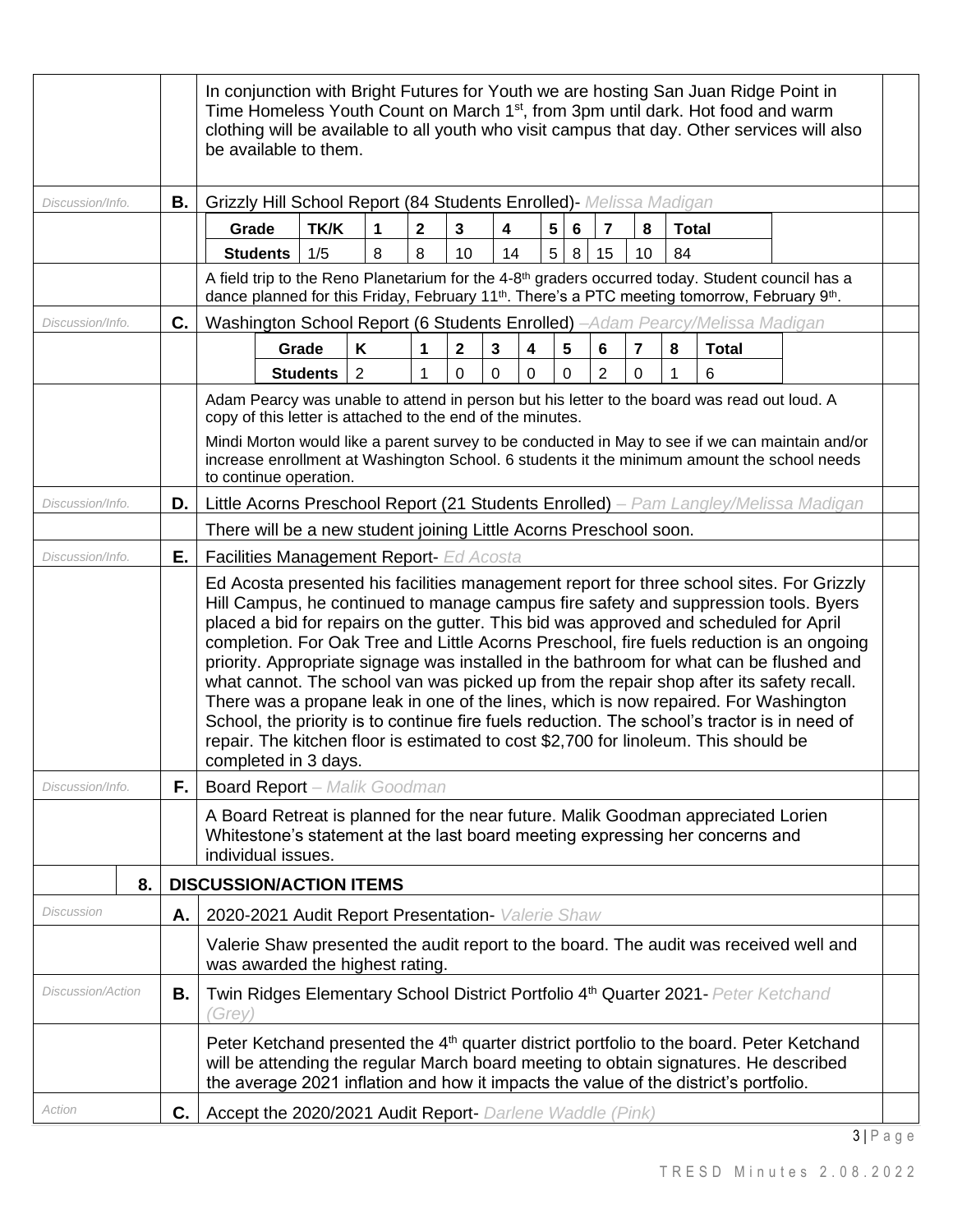In conjunction with Bright Futures for Youth we are hosting San Juan Ridge Point in Time Homeless Youth Count on March 1st, from 3pm until dark. Hot food and warm clothing will be available to all youth who visit campus that day. Other services will also be available to them.

*Discussion/Info.* **B.** Grizzly Hill School Report (84 Students Enrolled)- *Melissa Madigan*

| Grade | TK/K | 1 | 2 | 3 | 4 | 5 | 6 | 7 | 8 | Total |
|---|---|---|---|---|---|---|---|---|---|---|
| Students | 1/5 | 8 | 8 | 10 | 14 | 5 | 8 | 15 | 10 | 84 |

A field trip to the Reno Planetarium for the 4-8th graders occurred today. Student council has a dance planned for this Friday, February 11th. There's a PTC meeting tomorrow, February 9th.

*Discussion/Info.* **C.** Washington School Report (6 Students Enrolled) –*Adam Pearcy/Melissa Madigan*

| Grade | K | 1 | 2 | 3 | 4 | 5 | 6 | 7 | 8 | Total |
|---|---|---|---|---|---|---|---|---|---|---|
| Students | 2 | 1 | 0 | 0 | 0 | 0 | 2 | 0 | 1 | 6 |

Adam Pearcy was unable to attend in person but his letter to the board was read out loud. A copy of this letter is attached to the end of the minutes.

Mindi Morton would like a parent survey to be conducted in May to see if we can maintain and/or increase enrollment at Washington School. 6 students it the minimum amount the school needs to continue operation.

*Discussion/Info.* **D.** Little Acorns Preschool Report (21 Students Enrolled) – *Pam Langley/Melissa Madigan*

There will be a new student joining Little Acorns Preschool soon.

*Discussion/Info.* **E.** Facilities Management Report- *Ed Acosta*

Ed Acosta presented his facilities management report for three school sites. For Grizzly Hill Campus, he continued to manage campus fire safety and suppression tools. Byers placed a bid for repairs on the gutter. This bid was approved and scheduled for April completion. For Oak Tree and Little Acorns Preschool, fire fuels reduction is an ongoing priority. Appropriate signage was installed in the bathroom for what can be flushed and what cannot. The school van was picked up from the repair shop after its safety recall. There was a propane leak in one of the lines, which is now repaired. For Washington School, the priority is to continue fire fuels reduction. The school's tractor is in need of repair. The kitchen floor is estimated to cost $2,700 for linoleum. This should be completed in 3 days.

*Discussion/Info.* **F.** Board Report – *Malik Goodman*

A Board Retreat is planned for the near future. Malik Goodman appreciated Lorien Whitestone's statement at the last board meeting expressing her concerns and individual issues.

## 8. DISCUSSION/ACTION ITEMS

*Discussion* **A.** 2020-2021 Audit Report Presentation- *Valerie Shaw*

Valerie Shaw presented the audit report to the board. The audit was received well and was awarded the highest rating.

*Discussion/Action* **B.** Twin Ridges Elementary School District Portfolio 4th Quarter 2021- *Peter Ketchand (Grey)*

Peter Ketchand presented the 4th quarter district portfolio to the board. Peter Ketchand will be attending the regular March board meeting to obtain signatures. He described the average 2021 inflation and how it impacts the value of the district's portfolio.

*Action* **C.** Accept the 2020/2021 Audit Report- *Darlene Waddle (Pink)*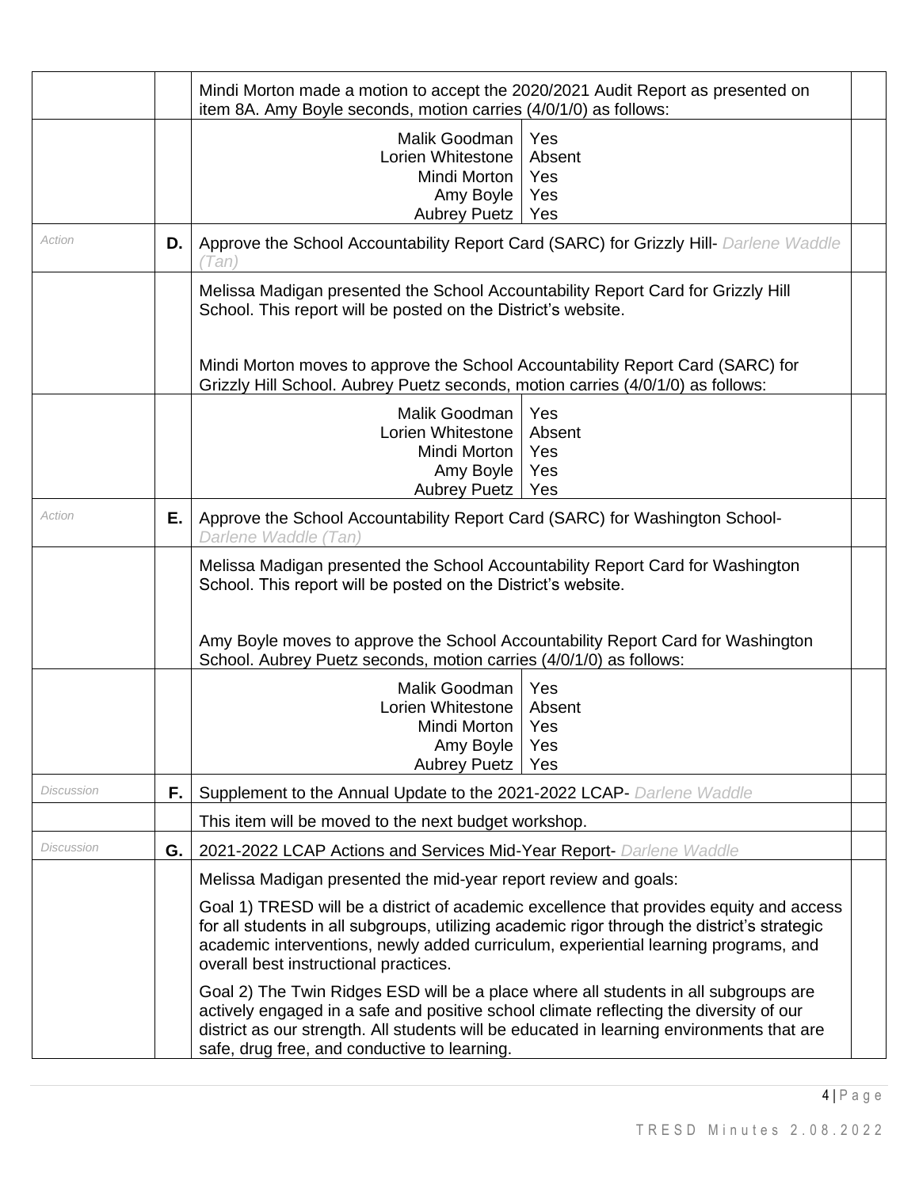| | | | |
|---|---|---|---|
| | | Mindi Morton made a motion to accept the 2020/2021 Audit Report as presented on item 8A. Amy Boyle seconds, motion carries (4/0/1/0) as follows: | |
| | | Malik Goodman – Yes<br>Lorien Whitestone – Absent<br>Mindi Morton – Yes<br>Amy Boyle – Yes<br>Aubrey Puetz – Yes | |
| *Action* | **D.** | Approve the School Accountability Report Card (SARC) for Grizzly Hill- *Darlene Waddle (Tan)* | |
| | | Melissa Madigan presented the School Accountability Report Card for Grizzly Hill School. This report will be posted on the District's website.<br><br>Mindi Morton moves to approve the School Accountability Report Card (SARC) for Grizzly Hill School. Aubrey Puetz seconds, motion carries (4/0/1/0) as follows: | |
| | | Malik Goodman – Yes<br>Lorien Whitestone – Absent<br>Mindi Morton – Yes<br>Amy Boyle – Yes<br>Aubrey Puetz – Yes | |
| *Action* | **E.** | Approve the School Accountability Report Card (SARC) for Washington School- *Darlene Waddle (Tan)* | |
| | | Melissa Madigan presented the School Accountability Report Card for Washington School. This report will be posted on the District's website.<br><br>Amy Boyle moves to approve the School Accountability Report Card for Washington School. Aubrey Puetz seconds, motion carries (4/0/1/0) as follows: | |
| | | Malik Goodman – Yes<br>Lorien Whitestone – Absent<br>Mindi Morton – Yes<br>Amy Boyle – Yes<br>Aubrey Puetz – Yes | |
| *Discussion* | **F.** | Supplement to the Annual Update to the 2021-2022 LCAP- *Darlene Waddle* | |
| | | This item will be moved to the next budget workshop. | |
| *Discussion* | **G.** | 2021-2022 LCAP Actions and Services Mid-Year Report- *Darlene Waddle* | |
| | | Melissa Madigan presented the mid-year report review and goals:<br><br>Goal 1) TRESD will be a district of academic excellence that provides equity and access for all students in all subgroups, utilizing academic rigor through the district's strategic academic interventions, newly added curriculum, experiential learning programs, and overall best instructional practices.<br><br>Goal 2) The Twin Ridges ESD will be a place where all students in all subgroups are actively engaged in a safe and positive school climate reflecting the diversity of our district as our strength. All students will be educated in learning environments that are safe, drug free, and conductive to learning. | |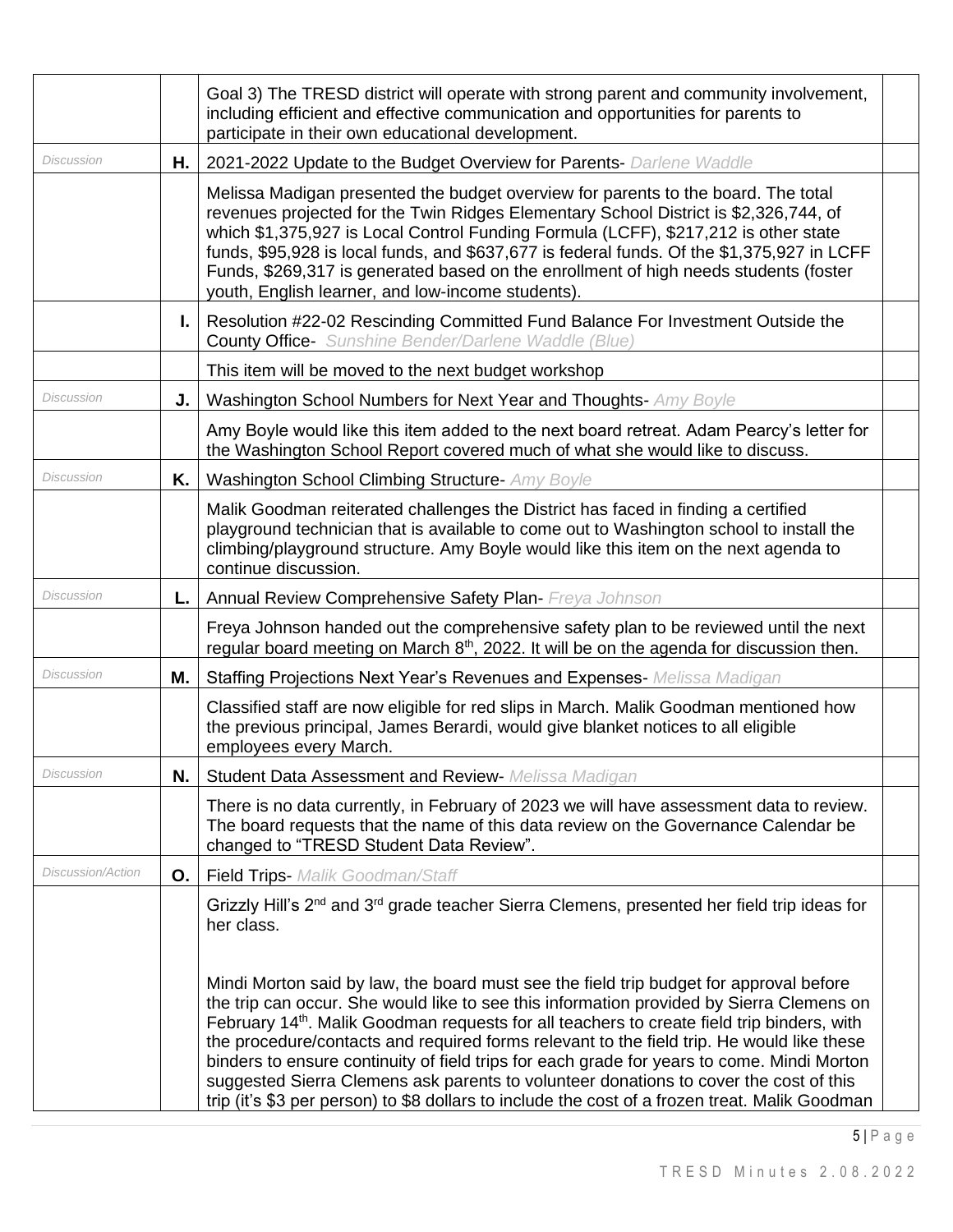| | | | |
|---|---|---|---|
| | | Goal 3) The TRESD district will operate with strong parent and community involvement, including efficient and effective communication and opportunities for parents to participate in their own educational development. | |
| *Discussion* | **H.** | 2021-2022 Update to the Budget Overview for Parents- *Darlene Waddle* | |
| | | Melissa Madigan presented the budget overview for parents to the board. The total revenues projected for the Twin Ridges Elementary School District is $2,326,744, of which $1,375,927 is Local Control Funding Formula (LCFF), $217,212 is other state funds, $95,928 is local funds, and $637,677 is federal funds. Of the $1,375,927 in LCFF Funds, $269,317 is generated based on the enrollment of high needs students (foster youth, English learner, and low-income students). | |
| | **I.** | Resolution #22-02 Rescinding Committed Fund Balance For Investment Outside the County Office- *Sunshine Bender/Darlene Waddle (Blue)* | |
| | | This item will be moved to the next budget workshop | |
| *Discussion* | **J.** | Washington School Numbers for Next Year and Thoughts- *Amy Boyle* | |
| | | Amy Boyle would like this item added to the next board retreat. Adam Pearcy's letter for the Washington School Report covered much of what she would like to discuss. | |
| *Discussion* | **K.** | Washington School Climbing Structure- *Amy Boyle* | |
| | | Malik Goodman reiterated challenges the District has faced in finding a certified playground technician that is available to come out to Washington school to install the climbing/playground structure. Amy Boyle would like this item on the next agenda to continue discussion. | |
| *Discussion* | **L.** | Annual Review Comprehensive Safety Plan- *Freya Johnson* | |
| | | Freya Johnson handed out the comprehensive safety plan to be reviewed until the next regular board meeting on March 8th, 2022. It will be on the agenda for discussion then. | |
| *Discussion* | **M.** | Staffing Projections Next Year's Revenues and Expenses- *Melissa Madigan* | |
| | | Classified staff are now eligible for red slips in March. Malik Goodman mentioned how the previous principal, James Berardi, would give blanket notices to all eligible employees every March. | |
| *Discussion* | **N.** | Student Data Assessment and Review- *Melissa Madigan* | |
| | | There is no data currently, in February of 2023 we will have assessment data to review. The board requests that the name of this data review on the Governance Calendar be changed to "TRESD Student Data Review". | |
| *Discussion/Action* | **O.** | Field Trips- *Malik Goodman/Staff* | |
| | | Grizzly Hill's 2nd and 3rd grade teacher Sierra Clemens, presented her field trip ideas for her class.<br><br>Mindi Morton said by law, the board must see the field trip budget for approval before the trip can occur. She would like to see this information provided by Sierra Clemens on February 14th. Malik Goodman requests for all teachers to create field trip binders, with the procedure/contacts and required forms relevant to the field trip. He would like these binders to ensure continuity of field trips for each grade for years to come. Mindi Morton suggested Sierra Clemens ask parents to volunteer donations to cover the cost of this trip (it's $3 per person) to $8 dollars to include the cost of a frozen treat. Malik Goodman | |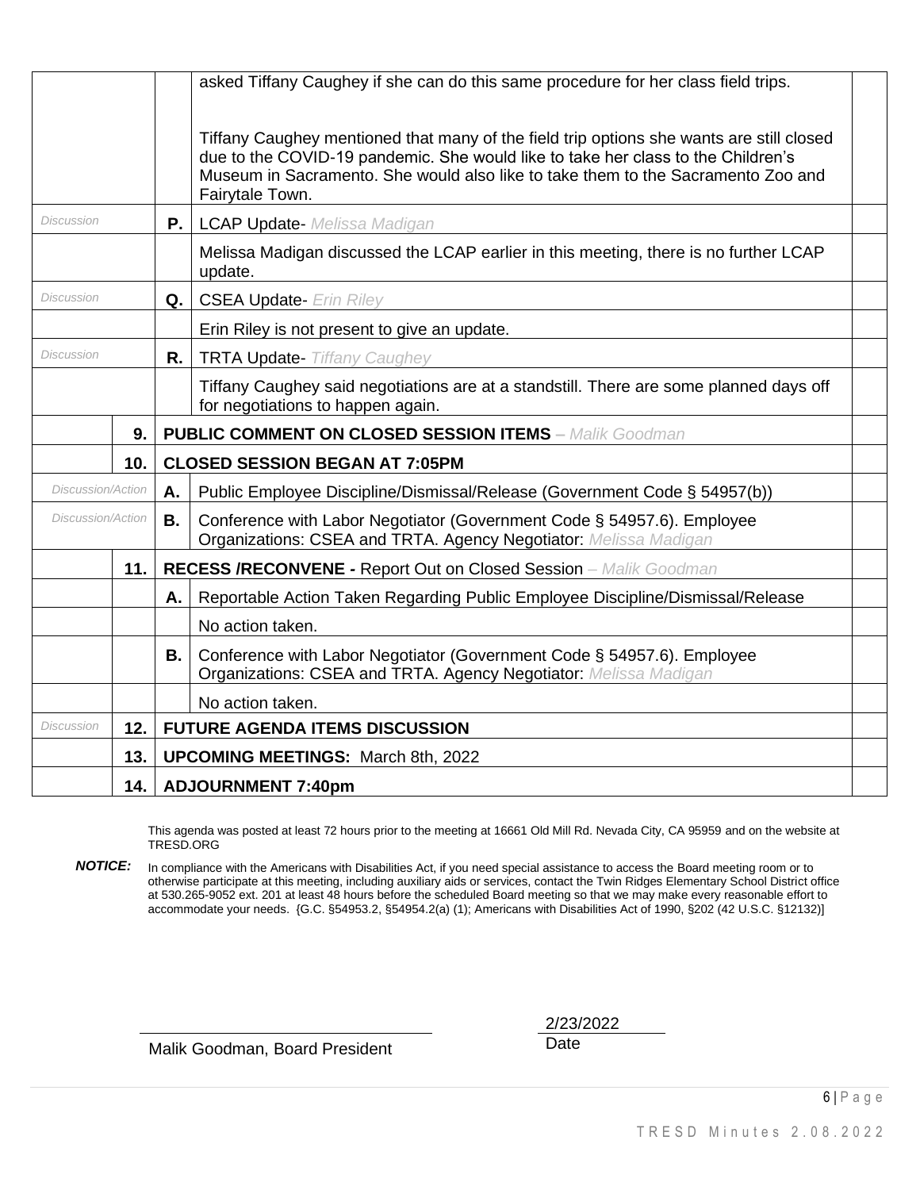| | | | | |
|---|---|---|---|---|
| | | | asked Tiffany Caughey if she can do this same procedure for her class field trips.<br><br>Tiffany Caughey mentioned that many of the field trip options she wants are still closed due to the COVID-19 pandemic. She would like to take her class to the Children's Museum in Sacramento. She would also like to take them to the Sacramento Zoo and Fairytale Town. | |
| *Discussion* | | **P.** | LCAP Update- *Melissa Madigan* | |
| | | | Melissa Madigan discussed the LCAP earlier in this meeting, there is no further LCAP update. | |
| *Discussion* | | **Q.** | CSEA Update- *Erin Riley* | |
| | | | Erin Riley is not present to give an update. | |
| *Discussion* | | **R.** | TRTA Update- *Tiffany Caughey* | |
| | | | Tiffany Caughey said negotiations are at a standstill. There are some planned days off for negotiations to happen again. | |
| | **9.** | **PUBLIC COMMENT ON CLOSED SESSION ITEMS** – *Malik Goodman* | | |
| | **10.** | **CLOSED SESSION BEGAN AT 7:05PM** | | |
| *Discussion/Action* | | **A.** | Public Employee Discipline/Dismissal/Release (Government Code § 54957(b)) | |
| *Discussion/Action* | | **B.** | Conference with Labor Negotiator (Government Code § 54957.6). Employee Organizations: CSEA and TRTA. Agency Negotiator: *Melissa Madigan* | |
| | **11.** | **RECESS /RECONVENE -** Report Out on Closed Session – *Malik Goodman* | | |
| | | **A.** | Reportable Action Taken Regarding Public Employee Discipline/Dismissal/Release | |
| | | | No action taken. | |
| | | **B.** | Conference with Labor Negotiator (Government Code § 54957.6). Employee Organizations: CSEA and TRTA. Agency Negotiator: *Melissa Madigan* | |
| | | | No action taken. | |
| *Discussion* | **12.** | **FUTURE AGENDA ITEMS DISCUSSION** | | |
| | **13.** | **UPCOMING MEETINGS:** March 8th, 2022 | | |
| | **14.** | **ADJOURNMENT 7:40pm** | | |

This agenda was posted at least 72 hours prior to the meeting at 16661 Old Mill Rd. Nevada City, CA 95959 and on the website at TRESD.ORG

***NOTICE:*** In compliance with the Americans with Disabilities Act, if you need special assistance to access the Board meeting room or to otherwise participate at this meeting, including auxiliary aids or services, contact the Twin Ridges Elementary School District office at 530.265-9052 ext. 201 at least 48 hours before the scheduled Board meeting so that we may make every reasonable effort to accommodate your needs. {G.C. §54953.2, §54954.2(a) (1); Americans with Disabilities Act of 1990, §202 (42 U.S.C. §12132)]

\_\_\_\_\_\_\_\_\_\_\_\_\_\_\_\_\_\_\_\_\_\_\_\_\_\_\_\_\_\_\_\_
Malik Goodman, Board President

2/23/2022
Date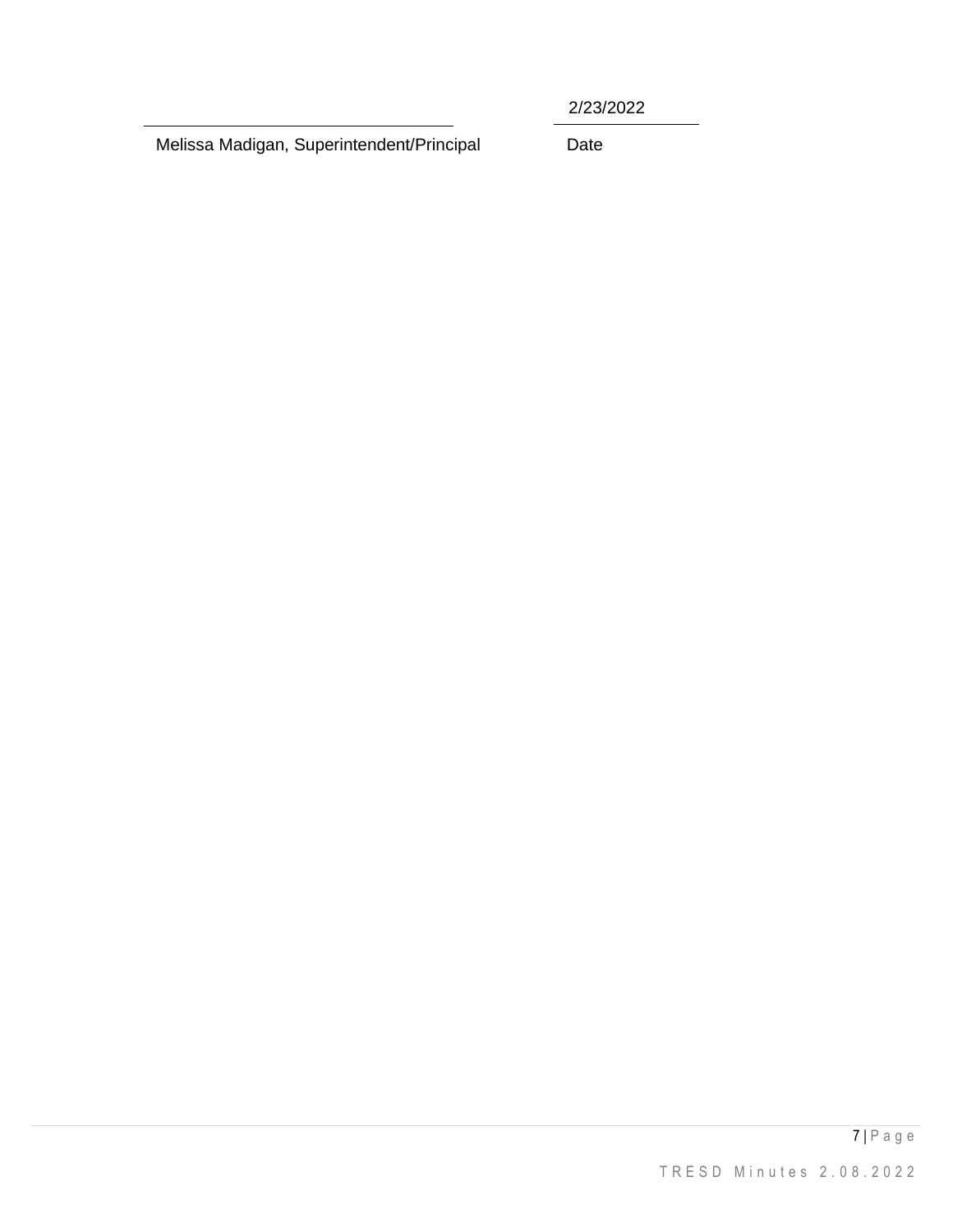2/23/2022

\_\_\_\_\_\_\_\_\_\_\_\_\_\_\_\_\_\_\_\_\_\_\_\_\_\_\_\_\_\_\_\_\_\_ \_\_\_\_\_\_\_\_\_\_\_\_\_\_\_\_

Melissa Madigan, Superintendent/Principal Date